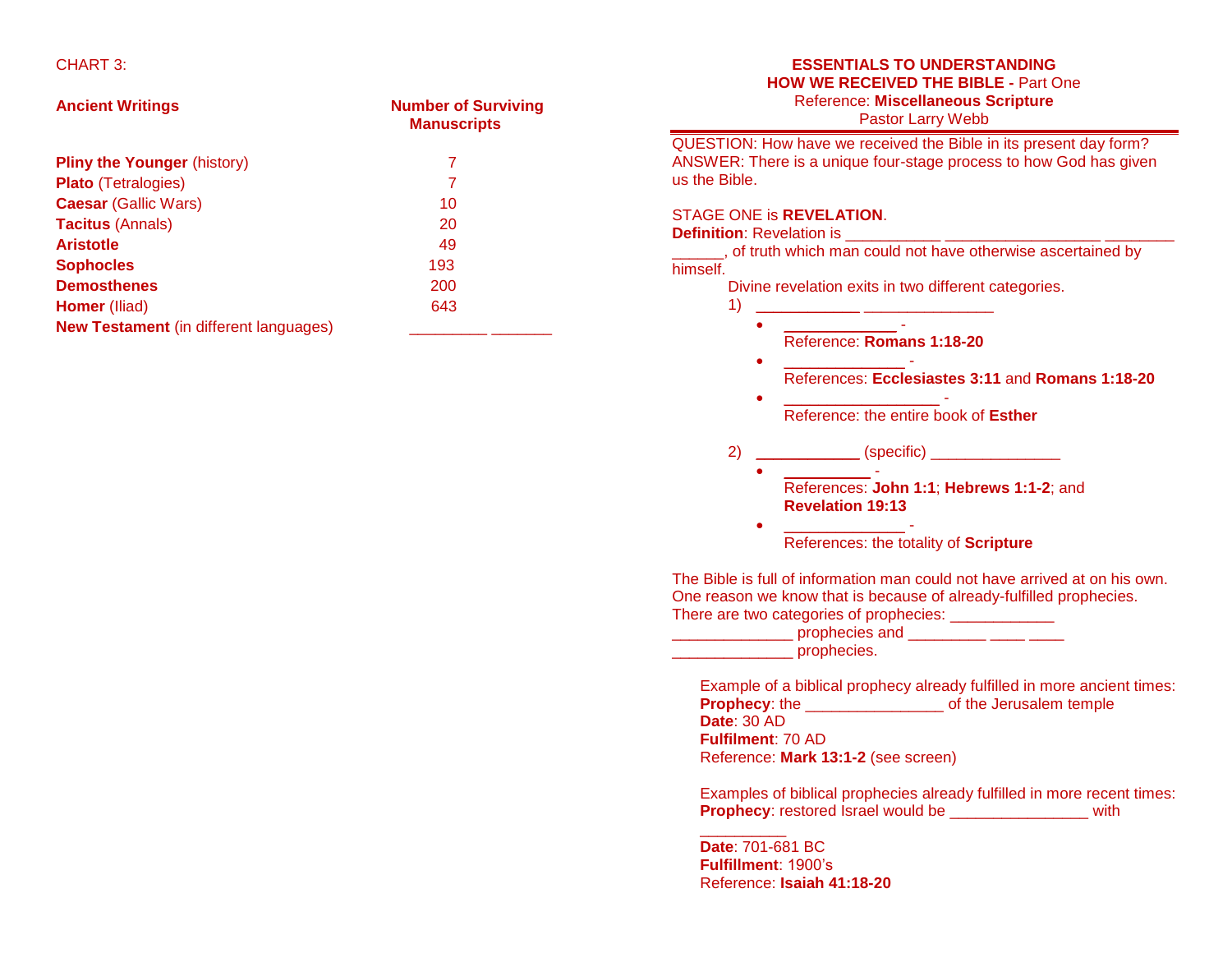CHART 3:

| Ancient Writings | Number of Surviving Manuscripts |
|---|---|
| **Pliny the Younger** (history) | 7 |
| **Plato** (Tetralogies) | 7 |
| **Caesar** (Gallic Wars) | 10 |
| **Tacitus** (Annals) | 20 |
| **Aristotle** | 49 |
| **Sophocles** | 193 |
| **Demosthenes** | 200 |
| **Homer** (Iliad) | 643 |
| **New Testament** (in different languages) | _________ _______ |

**ESSENTIALS TO UNDERSTANDING**
**HOW WE RECEIVED THE BIBLE -** Part One
Reference: **Miscellaneous Scripture**
Pastor Larry Webb

QUESTION: How have we received the Bible in its present day form?
ANSWER: There is a unique four-stage process to how God has given us the Bible.

STAGE ONE is **REVELATION**.
**Definition**: Revelation is ___________ _________________ ________ ______, of truth which man could not have otherwise ascertained by himself.

Divine revelation exits in two different categories.

1) ____________ _______________
   - _____________ -
     Reference: **Romans 1:18-20**
   - ______________ -
     References: **Ecclesiastes 3:11** and **Romans 1:18-20**
   - __________________ -
     Reference: the entire book of **Esther**

2) ____________ (specific) _______________
   - __________ -
     References: **John 1:1**; **Hebrews 1:1-2**; and **Revelation 19:13**
   - ______________ -
     References: the totality of **Scripture**

The Bible is full of information man could not have arrived at on his own. One reason we know that is because of already-fulfilled prophecies. There are two categories of prophecies: ____________ ______________ prophecies and _________ ____ ____ ______________ prophecies.

Example of a biblical prophecy already fulfilled in more ancient times:
**Prophecy**: the ________________ of the Jerusalem temple
**Date**: 30 AD
**Fulfilment**: 70 AD
Reference: **Mark 13:1-2** (see screen)

Examples of biblical prophecies already fulfilled in more recent times:
**Prophecy**: restored Israel would be ________________ with __________
**Date**: 701-681 BC
**Fulfillment**: 1900's
Reference: **Isaiah 41:18-20**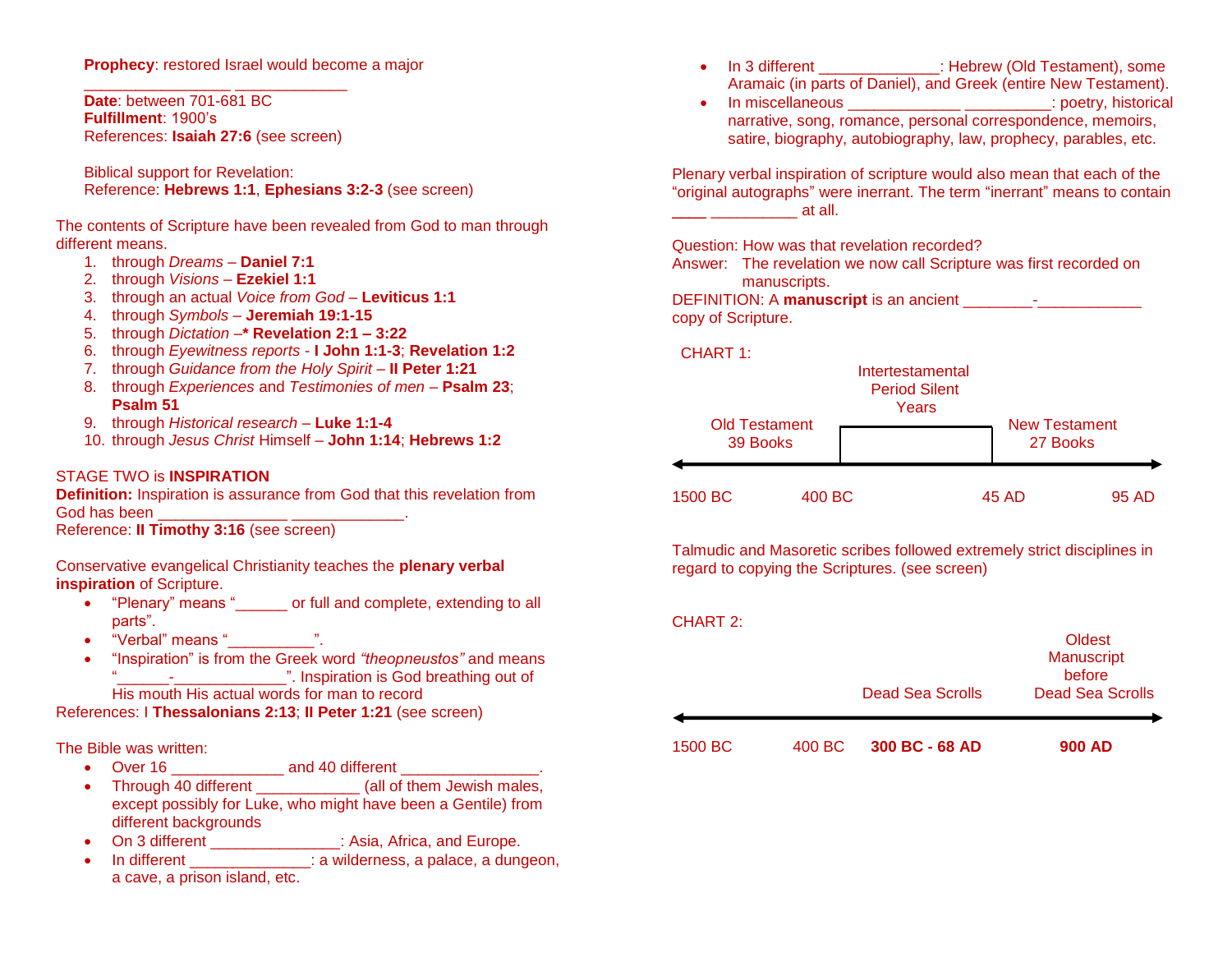**Prophecy**: restored Israel would become a major ________________ _____________

**Date**: between 701-681 BC
**Fulfillment**: 1900's
References: **Isaiah 27:6** (see screen)

Biblical support for Revelation:
Reference: **Hebrews 1:1**, **Ephesians 3:2-3** (see screen)

The contents of Scripture have been revealed from God to man through different means.

1. through *Dreams* – **Daniel 7:1**
2. through *Visions* – **Ezekiel 1:1**
3. through an actual *Voice from God* – **Leviticus 1:1**
4. through *Symbols* – **Jeremiah 19:1-15**
5. through *Dictation* –**\* Revelation 2:1 – 3:22**
6. through *Eyewitness reports* - **I John 1:1-3**; **Revelation 1:2**
7. through *Guidance from the Holy Spirit* – **II Peter 1:21**
8. through *Experiences* and *Testimonies of men* – **Psalm 23**; **Psalm 51**
9. through *Historical research* – **Luke 1:1-4**
10. through *Jesus Christ* Himself – **John 1:14**; **Hebrews 1:2**

STAGE TWO is **INSPIRATION**
**Definition:** Inspiration is assurance from God that this revelation from God has been _______________ _____________.
Reference: **II Timothy 3:16** (see screen)

Conservative evangelical Christianity teaches the **plenary verbal inspiration** of Scripture.

- "Plenary" means "______ or full and complete, extending to all parts".
- "Verbal" means "__________".
- "Inspiration" is from the Greek word *"theopneustos"* and means "______-_____________". Inspiration is God breathing out of His mouth His actual words for man to record

References: I **Thessalonians 2:13**; **II Peter 1:21** (see screen)

The Bible was written:

- Over 16 _____________ and 40 different _______________.
- Through 40 different ____________ (all of them Jewish males, except possibly for Luke, who might have been a Gentile) from different backgrounds
- On 3 different _______________: Asia, Africa, and Europe.
- In different ______________: a wilderness, a palace, a dungeon, a cave, a prison island, etc.
- In 3 different ______________: Hebrew (Old Testament), some Aramaic (in parts of Daniel), and Greek (entire New Testament).
- In miscellaneous _____________ __________: poetry, historical narrative, song, romance, personal correspondence, memoirs, satire, biography, autobiography, law, prophecy, parables, etc.

Plenary verbal inspiration of scripture would also mean that each of the "original autographs" were inerrant. The term "inerrant" means to contain ____ __________ at all.

Question: How was that revelation recorded?
Answer: The revelation we now call Scripture was first recorded on manuscripts.
DEFINITION: A **manuscript** is an ancient ________-____________ copy of Scripture.

CHART 1:

Intertestamental Period Silent Years

Old Testament 39 Books

New Testament 27 Books

1500 BC

400 BC

45 AD

95 AD

Talmudic and Masoretic scribes followed extremely strict disciplines in regard to copying the Scriptures. (see screen)

CHART 2:

Dead Sea Scrolls

Oldest Manuscript before Dead Sea Scrolls

1500 BC

400 BC

**300 BC - 68 AD**

**900 AD**